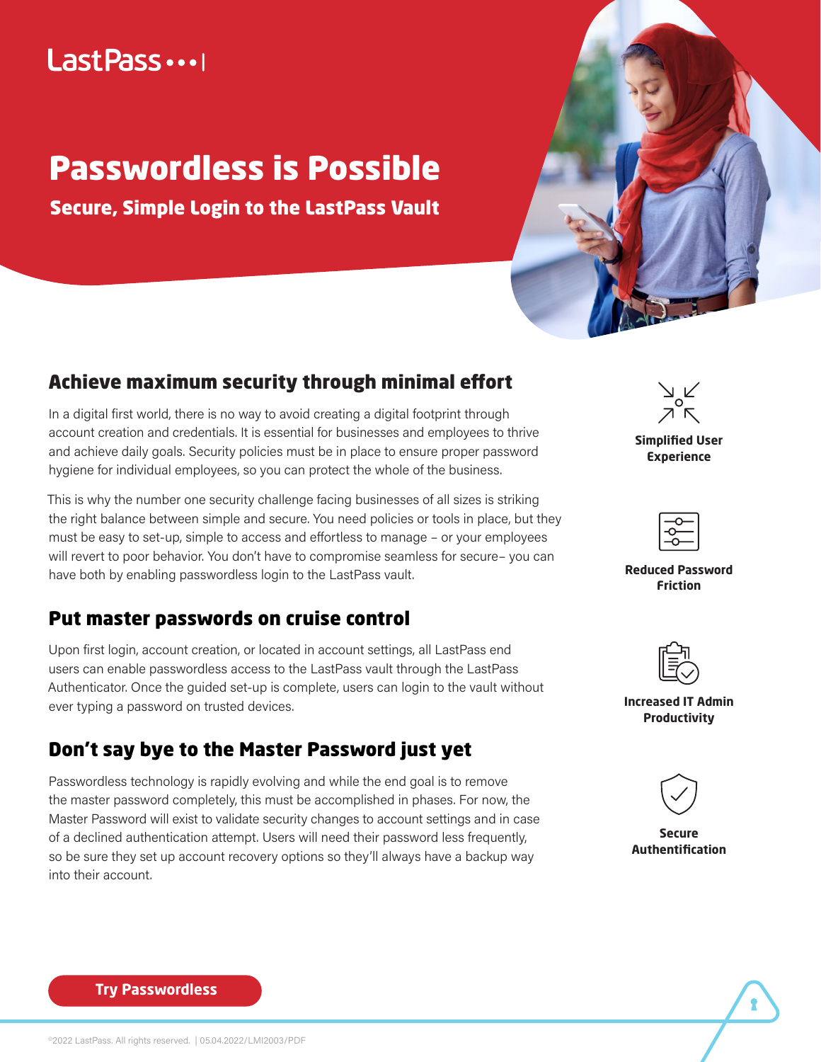LastPass

# Passwordless is Possible

## Secure, Simple Login to the LastPass Vault

### Achieve maximum security through minimal effort

In a digital first world, there is no way to avoid creating a digital footprint through account creation and credentials. It is essential for businesses and employees to thrive and achieve daily goals. Security policies must be in place to ensure proper password hygiene for individual employees, so you can protect the whole of the business.

This is why the number one security challenge facing businesses of all sizes is striking the right balance between simple and secure. You need policies or tools in place, but they must be easy to set-up, simple to access and effortless to manage – or your employees will revert to poor behavior. You don't have to compromise seamless for secure– you can have both by enabling passwordless login to the LastPass vault.

### Put master passwords on cruise control

Upon first login, account creation, or located in account settings, all LastPass end users can enable passwordless access to the LastPass vault through the LastPass Authenticator. Once the guided set-up is complete, users can login to the vault without ever typing a password on trusted devices.

### Don't say bye to the Master Password just yet

Passwordless technology is rapidly evolving and while the end goal is to remove the master password completely, this must be accomplished in phases. For now, the Master Password will exist to validate security changes to account settings and in case of a declined authentication attempt. Users will need their password less frequently, so be sure they set up account recovery options so they'll always have a backup way into their account.

**Simplified User Experience**

**Reduced Password Friction**

**Increased IT Admin Productivity**

**Secure Authentification**

**Try Passwordless**

©2022 LastPass. All rights reserved. | 05.04.2022/LMI2003/PDF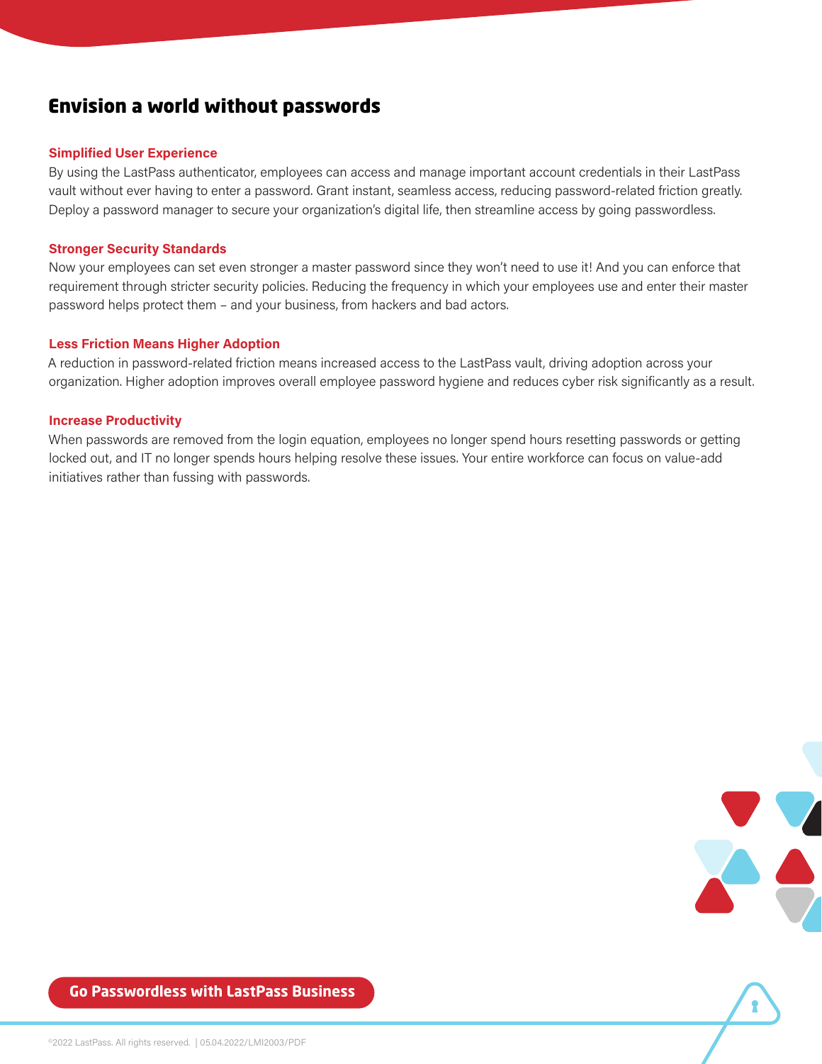# Envision a world without passwords

### Simplified User Experience

By using the LastPass authenticator, employees can access and manage important account credentials in their LastPass vault without ever having to enter a password. Grant instant, seamless access, reducing password-related friction greatly. Deploy a password manager to secure your organization's digital life, then streamline access by going passwordless.

### Stronger Security Standards

Now your employees can set even stronger a master password since they won't need to use it! And you can enforce that requirement through stricter security policies. Reducing the frequency in which your employees use and enter their master password helps protect them – and your business, from hackers and bad actors.

### Less Friction Means Higher Adoption

A reduction in password-related friction means increased access to the LastPass vault, driving adoption across your organization. Higher adoption improves overall employee password hygiene and reduces cyber risk significantly as a result.

### Increase Productivity

When passwords are removed from the login equation, employees no longer spend hours resetting passwords or getting locked out, and IT no longer spends hours helping resolve these issues. Your entire workforce can focus on value-add initiatives rather than fussing with passwords.

**Go Passwordless with LastPass Business**

©2022 LastPass. All rights reserved. | 05.04.2022/LMI2003/PDF